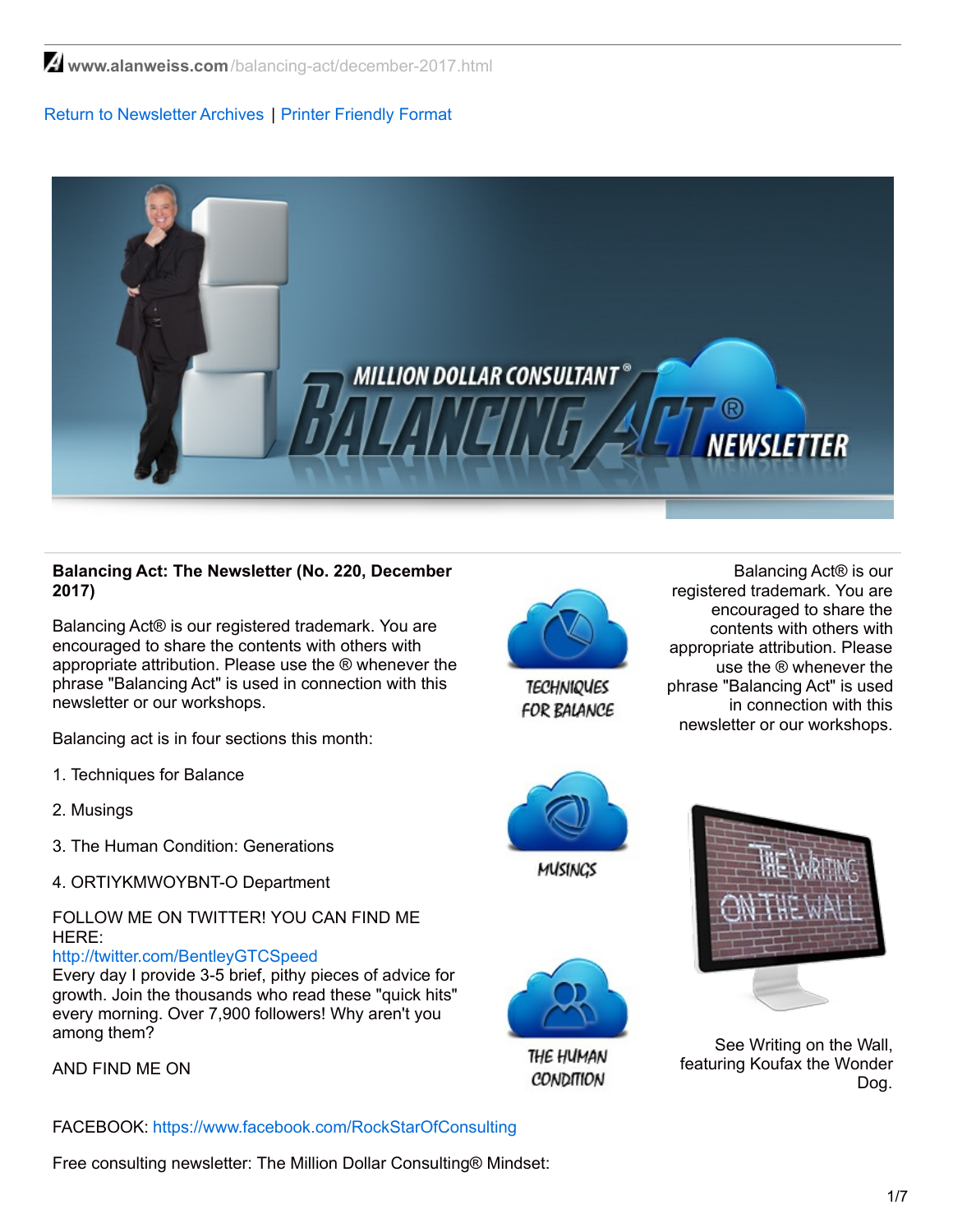www.alanweiss.com/balancing-act/december-2017.html

Return to Newsletter Archives | Printer Friendly Format

**Balancing Act: The Newsletter (No. 220, December 2017)**

Balancing Act® is our registered trademark. You are encouraged to share the contents with others with appropriate attribution. Please use the ® whenever the phrase "Balancing Act" is used in connection with this newsletter or our workshops.

Balancing act is in four sections this month:

1. Techniques for Balance

2. Musings

3. The Human Condition: Generations

4. ORTIYKMWOYBNT-O Department

FOLLOW ME ON TWITTER! YOU CAN FIND ME HERE:
http://twitter.com/BentleyGTCSpeed
Every day I provide 3-5 brief, pithy pieces of advice for growth. Join the thousands who read these "quick hits" every morning. Over 7,900 followers! Why aren't you among them?

AND FIND ME ON

FACEBOOK: https://www.facebook.com/RockStarOfConsulting

Free consulting newsletter: The Million Dollar Consulting® Mindset:

Balancing Act® is our registered trademark. You are encouraged to share the contents with others with appropriate attribution. Please use the ® whenever the phrase "Balancing Act" is used in connection with this newsletter or our workshops.

See Writing on the Wall, featuring Koufax the Wonder Dog.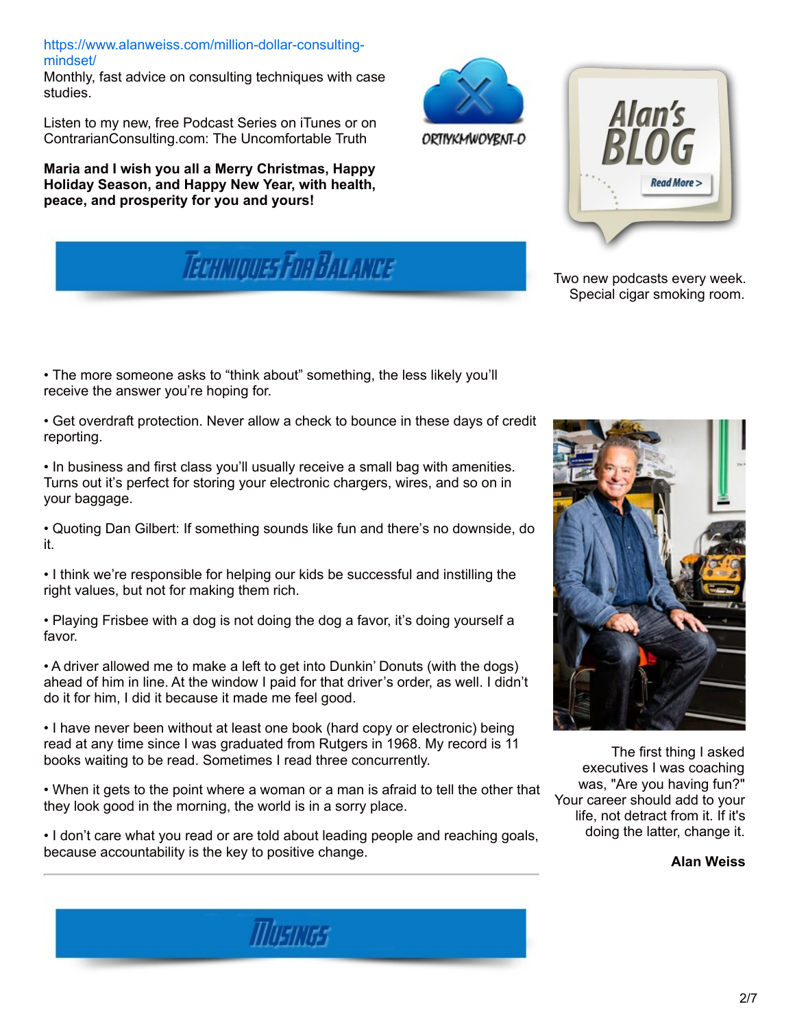https://www.alanweiss.com/million-dollar-consulting-mindset/
Monthly, fast advice on consulting techniques with case studies.

Listen to my new, free Podcast Series on iTunes or on ContrarianConsulting.com: The Uncomfortable Truth

**Maria and I wish you all a Merry Christmas, Happy Holiday Season, and Happy New Year, with health, peace, and prosperity for you and yours!**

ORTIYKMWOYBNT-O

Alan's BLOG

Read More >

Two new podcasts every week.
Special cigar smoking room.

## Techniques For Balance

- The more someone asks to "think about" something, the less likely you'll receive the answer you're hoping for.
- Get overdraft protection. Never allow a check to bounce in these days of credit reporting.
- In business and first class you'll usually receive a small bag with amenities. Turns out it's perfect for storing your electronic chargers, wires, and so on in your baggage.
- Quoting Dan Gilbert: If something sounds like fun and there's no downside, do it.
- I think we're responsible for helping our kids be successful and instilling the right values, but not for making them rich.
- Playing Frisbee with a dog is not doing the dog a favor, it's doing yourself a favor.
- A driver allowed me to make a left to get into Dunkin' Donuts (with the dogs) ahead of him in line. At the window I paid for that driver's order, as well. I didn't do it for him, I did it because it made me feel good.
- I have never been without at least one book (hard copy or electronic) being read at any time since I was graduated from Rutgers in 1968. My record is 11 books waiting to be read. Sometimes I read three concurrently.
- When it gets to the point where a woman or a man is afraid to tell the other that they look good in the morning, the world is in a sorry place.
- I don't care what you read or are told about leading people and reaching goals, because accountability is the key to positive change.

The first thing I asked executives I was coaching was, "Are you having fun?" Your career should add to your life, not detract from it. If it's doing the latter, change it.

**Alan Weiss**

## Musings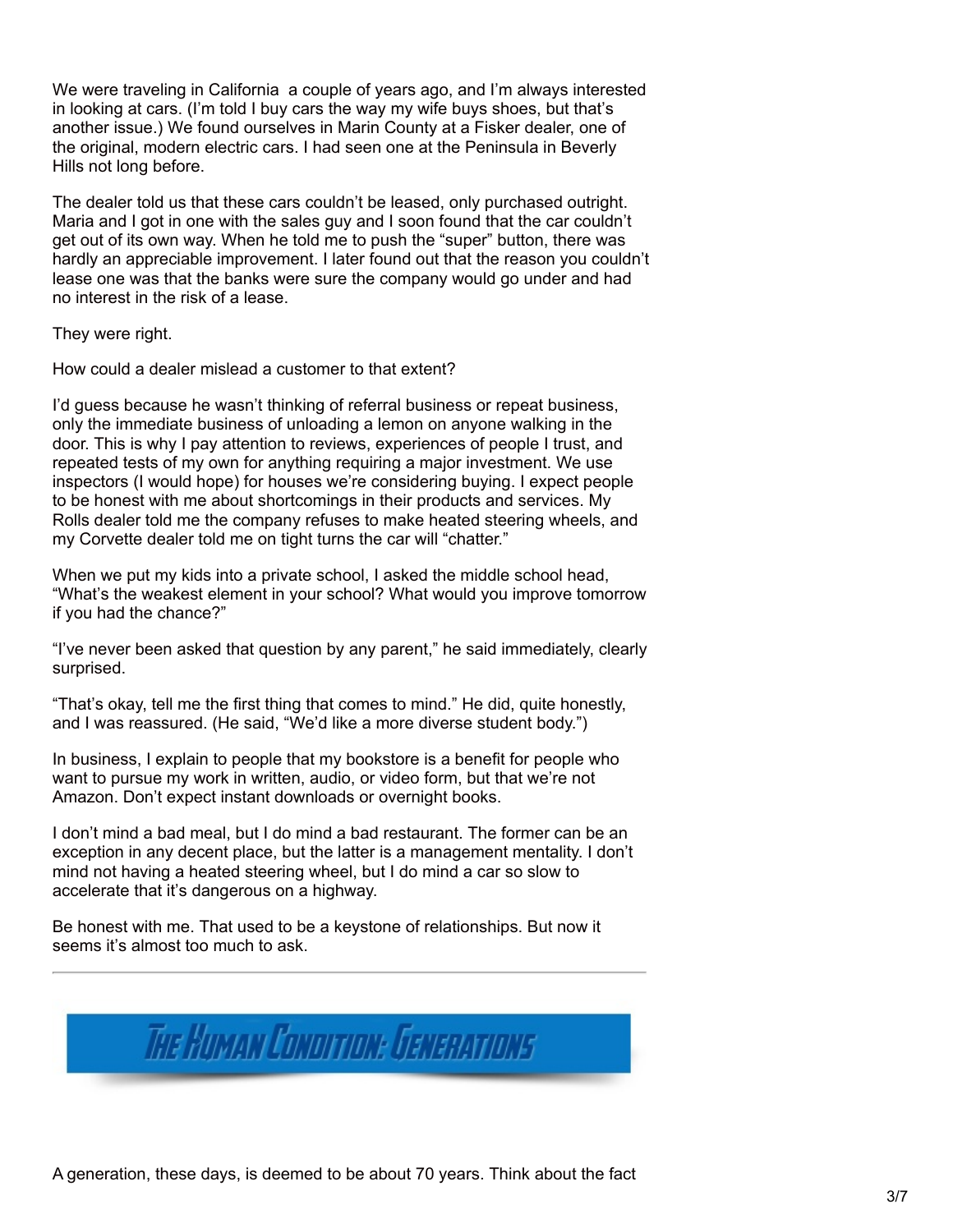We were traveling in California  a couple of years ago, and I'm always interested in looking at cars. (I'm told I buy cars the way my wife buys shoes, but that's another issue.) We found ourselves in Marin County at a Fisker dealer, one of the original, modern electric cars. I had seen one at the Peninsula in Beverly Hills not long before.

The dealer told us that these cars couldn't be leased, only purchased outright. Maria and I got in one with the sales guy and I soon found that the car couldn't get out of its own way. When he told me to push the "super" button, there was hardly an appreciable improvement. I later found out that the reason you couldn't lease one was that the banks were sure the company would go under and had no interest in the risk of a lease.

They were right.

How could a dealer mislead a customer to that extent?

I'd guess because he wasn't thinking of referral business or repeat business, only the immediate business of unloading a lemon on anyone walking in the door. This is why I pay attention to reviews, experiences of people I trust, and repeated tests of my own for anything requiring a major investment. We use inspectors (I would hope) for houses we're considering buying. I expect people to be honest with me about shortcomings in their products and services. My Rolls dealer told me the company refuses to make heated steering wheels, and my Corvette dealer told me on tight turns the car will "chatter."

When we put my kids into a private school, I asked the middle school head, "What's the weakest element in your school? What would you improve tomorrow if you had the chance?"

"I've never been asked that question by any parent," he said immediately, clearly surprised.

"That's okay, tell me the first thing that comes to mind." He did, quite honestly, and I was reassured. (He said, "We'd like a more diverse student body.")

In business, I explain to people that my bookstore is a benefit for people who want to pursue my work in written, audio, or video form, but that we're not Amazon. Don't expect instant downloads or overnight books.

I don't mind a bad meal, but I do mind a bad restaurant. The former can be an exception in any decent place, but the latter is a management mentality. I don't mind not having a heated steering wheel, but I do mind a car so slow to accelerate that it's dangerous on a highway.

Be honest with me. That used to be a keystone of relationships. But now it seems it's almost too much to ask.

---

## The Human Condition: Generations

A generation, these days, is deemed to be about 70 years. Think about the fact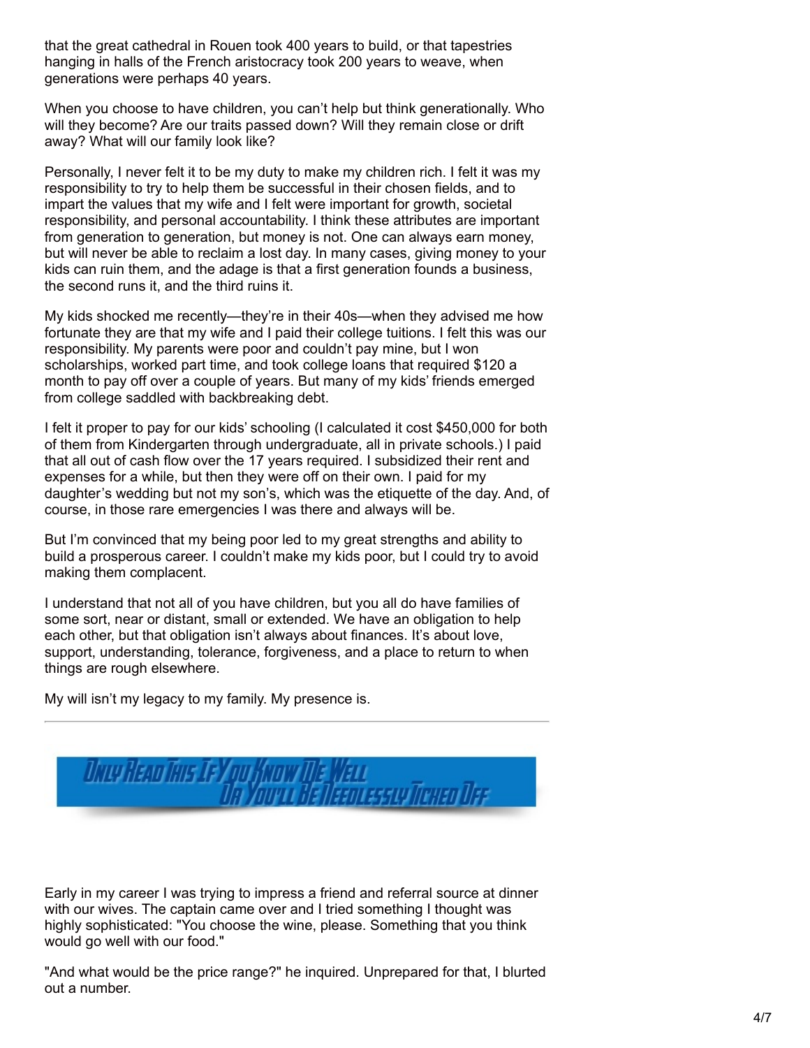that the great cathedral in Rouen took 400 years to build, or that tapestries hanging in halls of the French aristocracy took 200 years to weave, when generations were perhaps 40 years.

When you choose to have children, you can't help but think generationally. Who will they become? Are our traits passed down? Will they remain close or drift away? What will our family look like?

Personally, I never felt it to be my duty to make my children rich. I felt it was my responsibility to try to help them be successful in their chosen fields, and to impart the values that my wife and I felt were important for growth, societal responsibility, and personal accountability. I think these attributes are important from generation to generation, but money is not. One can always earn money, but will never be able to reclaim a lost day. In many cases, giving money to your kids can ruin them, and the adage is that a first generation founds a business, the second runs it, and the third ruins it.

My kids shocked me recently—they're in their 40s—when they advised me how fortunate they are that my wife and I paid their college tuitions. I felt this was our responsibility. My parents were poor and couldn't pay mine, but I won scholarships, worked part time, and took college loans that required $120 a month to pay off over a couple of years. But many of my kids' friends emerged from college saddled with backbreaking debt.

I felt it proper to pay for our kids' schooling (I calculated it cost $450,000 for both of them from Kindergarten through undergraduate, all in private schools.) I paid that all out of cash flow over the 17 years required. I subsidized their rent and expenses for a while, but then they were off on their own. I paid for my daughter's wedding but not my son's, which was the etiquette of the day. And, of course, in those rare emergencies I was there and always will be.

But I'm convinced that my being poor led to my great strengths and ability to build a prosperous career. I couldn't make my kids poor, but I could try to avoid making them complacent.

I understand that not all of you have children, but you all do have families of some sort, near or distant, small or extended. We have an obligation to help each other, but that obligation isn't always about finances. It's about love, support, understanding, tolerance, forgiveness, and a place to return to when things are rough elsewhere.

My will isn't my legacy to my family. My presence is.

---

## Only Read This If You Know Me Well Or You'll Be Needlessly Ticked Off

Early in my career I was trying to impress a friend and referral source at dinner with our wives. The captain came over and I tried something I thought was highly sophisticated: "You choose the wine, please. Something that you think would go well with our food."

"And what would be the price range?" he inquired. Unprepared for that, I blurted out a number.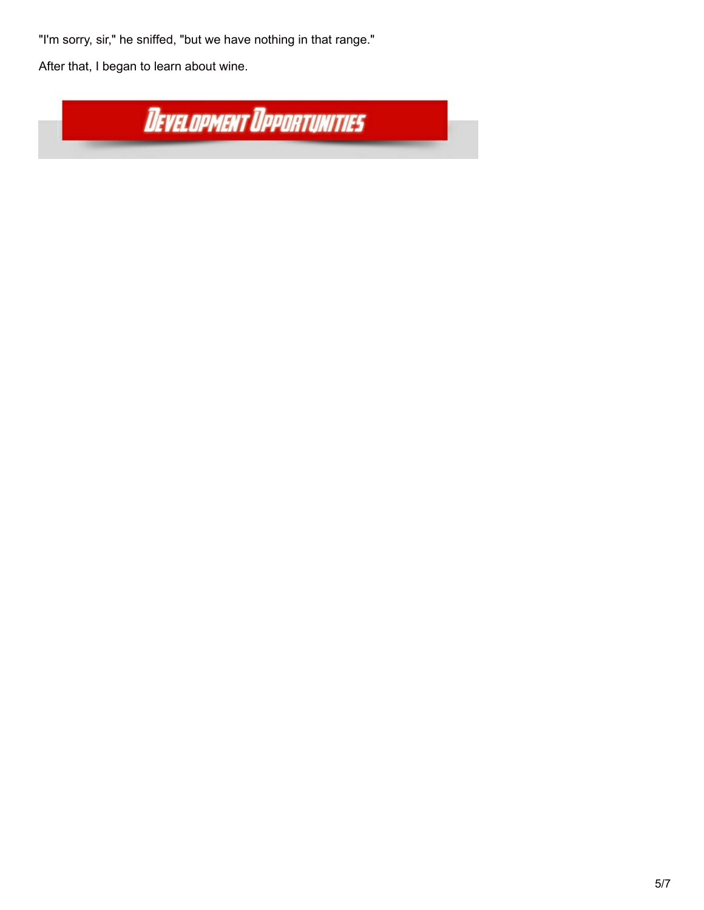"I'm sorry, sir," he sniffed, "but we have nothing in that range."

After that, I began to learn about wine.

## Development Opportunities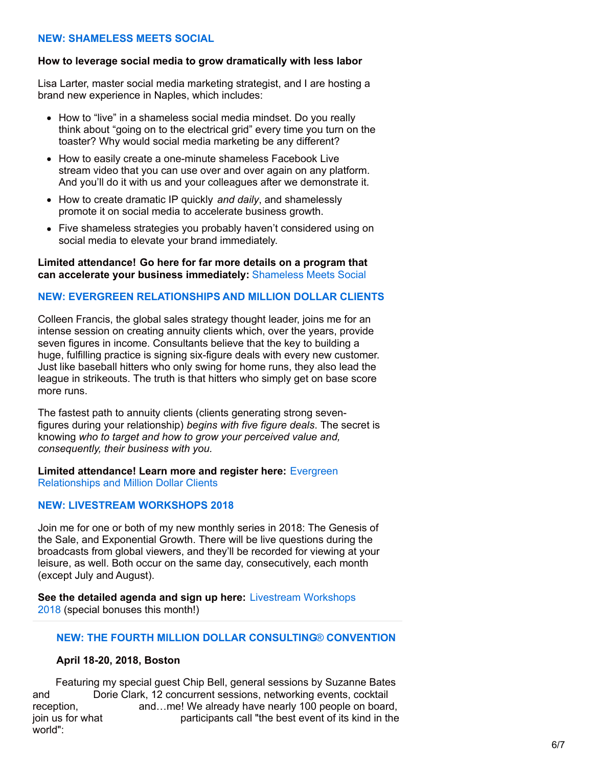## NEW: SHAMELESS MEETS SOCIAL

**How to leverage social media to grow dramatically with less labor**

Lisa Larter, master social media marketing strategist, and I are hosting a brand new experience in Naples, which includes:

- How to “live” in a shameless social media mindset. Do you really think about “going on to the electrical grid” every time you turn on the toaster? Why would social media marketing be any different?
- How to easily create a one-minute shameless Facebook Live stream video that you can use over and over again on any platform. And you’ll do it with us and your colleagues after we demonstrate it.
- How to create dramatic IP quickly *and daily*, and shamelessly promote it on social media to accelerate business growth.
- Five shameless strategies you probably haven’t considered using on social media to elevate your brand immediately.

**Limited attendance! Go here for far more details on a program that can accelerate your business immediately:** Shameless Meets Social

## NEW: EVERGREEN RELATIONSHIPS AND MILLION DOLLAR CLIENTS

Colleen Francis, the global sales strategy thought leader, joins me for an intense session on creating annuity clients which, over the years, provide seven figures in income. Consultants believe that the key to building a huge, fulfilling practice is signing six-figure deals with every new customer. Just like baseball hitters who only swing for home runs, they also lead the league in strikeouts. The truth is that hitters who simply get on base score more runs.

The fastest path to annuity clients (clients generating strong seven-figures during your relationship) *begins with five figure deals*. The secret is knowing *who to target and how to grow your perceived value and, consequently, their business with you.*

**Limited attendance! Learn more and register here:** Evergreen Relationships and Million Dollar Clients

## NEW: LIVESTREAM WORKSHOPS 2018

Join me for one or both of my new monthly series in 2018: The Genesis of the Sale, and Exponential Growth. There will be live questions during the broadcasts from global viewers, and they’ll be recorded for viewing at your leisure, as well. Both occur on the same day, consecutively, each month (except July and August).

**See the detailed agenda and sign up here:** Livestream Workshops 2018 (special bonuses this month!)

---

## NEW: THE FOURTH MILLION DOLLAR CONSULTING® CONVENTION

**April 18-20, 2018, Boston**

Featuring my special guest Chip Bell, general sessions by Suzanne Bates and Dorie Clark, 12 concurrent sessions, networking events, cocktail reception, and…me! We already have nearly 100 people on board, join us for what participants call "the best event of its kind in the world":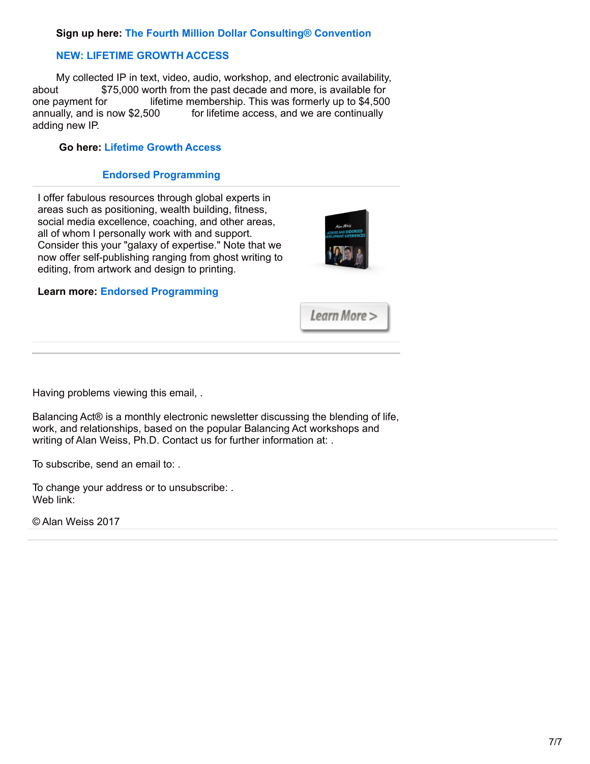**Sign up here:** **The Fourth Million Dollar Consulting® Convention**

**NEW: LIFETIME GROWTH ACCESS**

My collected IP in text, video, audio, workshop, and electronic availability, about $75,000 worth from the past decade and more, is available for one payment for lifetime membership. This was formerly up to $4,500 annually, and is now $2,500 for lifetime access, and we are continually adding new IP.

**Go here:** **Lifetime Growth Access**

**Endorsed Programming**

I offer fabulous resources through global experts in areas such as positioning, wealth building, fitness, social media excellence, coaching, and other areas, all of whom I personally work with and support. Consider this your "galaxy of expertise." Note that we now offer self-publishing ranging from ghost writing to editing, from artwork and design to printing.

**Learn more:** **Endorsed Programming**

Learn More >

---

Having problems viewing this email, .

Balancing Act® is a monthly electronic newsletter discussing the blending of life, work, and relationships, based on the popular Balancing Act workshops and writing of Alan Weiss, Ph.D. Contact us for further information at: .

To subscribe, send an email to: .

To change your address or to unsubscribe: .
Web link:

© Alan Weiss 2017